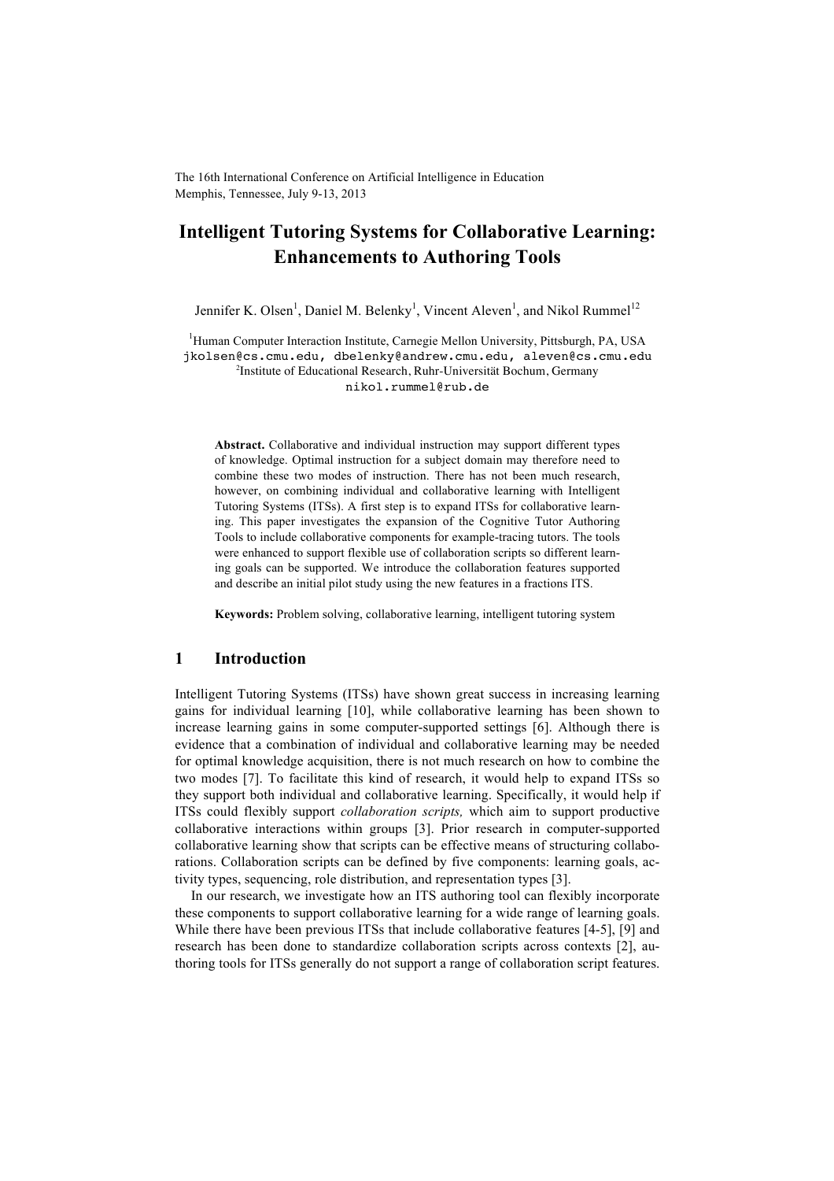The 16th International Conference on Artificial Intelligence in Education
Memphis, Tennessee, July 9-13, 2013

# Intelligent Tutoring Systems for Collaborative Learning: Enhancements to Authoring Tools

Jennifer K. Olsen[1], Daniel M. Belenky[1], Vincent Aleven[1], and Nikol Rummel[12]

[1]Human Computer Interaction Institute, Carnegie Mellon University, Pittsburgh, PA, USA
jkolsen@cs.cmu.edu, dbelenky@andrew.cmu.edu, aleven@cs.cmu.edu
[2]Institute of Educational Research, Ruhr-Universität Bochum, Germany
nikol.rummel@rub.de

**Abstract.** Collaborative and individual instruction may support different types of knowledge. Optimal instruction for a subject domain may therefore need to combine these two modes of instruction. There has not been much research, however, on combining individual and collaborative learning with Intelligent Tutoring Systems (ITSs). A first step is to expand ITSs for collaborative learning. This paper investigates the expansion of the Cognitive Tutor Authoring Tools to include collaborative components for example-tracing tutors. The tools were enhanced to support flexible use of collaboration scripts so different learning goals can be supported. We introduce the collaboration features supported and describe an initial pilot study using the new features in a fractions ITS.

**Keywords:** Problem solving, collaborative learning, intelligent tutoring system

## 1 Introduction

Intelligent Tutoring Systems (ITSs) have shown great success in increasing learning gains for individual learning [10], while collaborative learning has been shown to increase learning gains in some computer-supported settings [6]. Although there is evidence that a combination of individual and collaborative learning may be needed for optimal knowledge acquisition, there is not much research on how to combine the two modes [7]. To facilitate this kind of research, it would help to expand ITSs so they support both individual and collaborative learning. Specifically, it would help if ITSs could flexibly support *collaboration scripts,* which aim to support productive collaborative interactions within groups [3]. Prior research in computer-supported collaborative learning show that scripts can be effective means of structuring collaborations. Collaboration scripts can be defined by five components: learning goals, activity types, sequencing, role distribution, and representation types [3].

In our research, we investigate how an ITS authoring tool can flexibly incorporate these components to support collaborative learning for a wide range of learning goals. While there have been previous ITSs that include collaborative features [4-5], [9] and research has been done to standardize collaboration scripts across contexts [2], authoring tools for ITSs generally do not support a range of collaboration script features.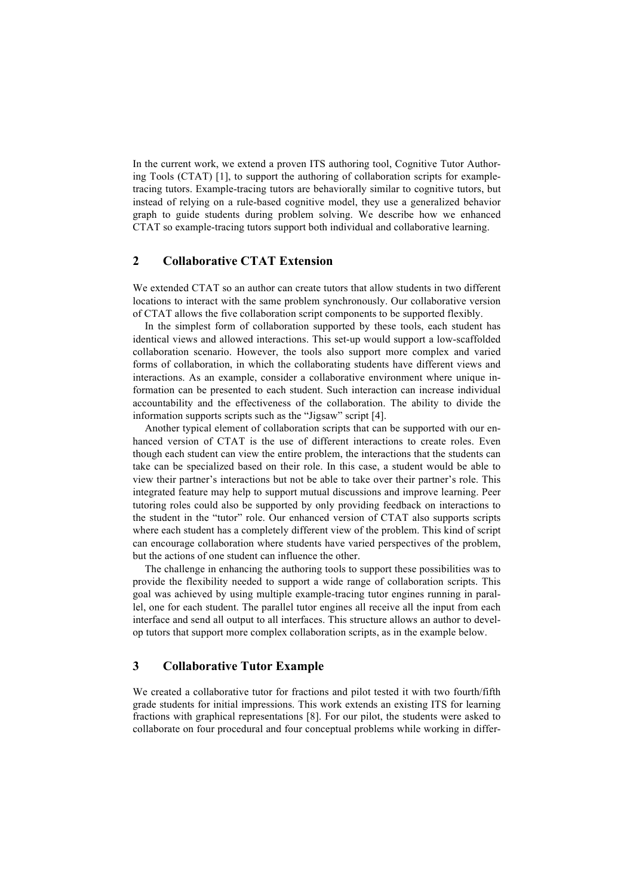In the current work, we extend a proven ITS authoring tool, Cognitive Tutor Authoring Tools (CTAT) [1], to support the authoring of collaboration scripts for example-tracing tutors. Example-tracing tutors are behaviorally similar to cognitive tutors, but instead of relying on a rule-based cognitive model, they use a generalized behavior graph to guide students during problem solving. We describe how we enhanced CTAT so example-tracing tutors support both individual and collaborative learning.

## 2 Collaborative CTAT Extension

We extended CTAT so an author can create tutors that allow students in two different locations to interact with the same problem synchronously. Our collaborative version of CTAT allows the five collaboration script components to be supported flexibly.

In the simplest form of collaboration supported by these tools, each student has identical views and allowed interactions. This set-up would support a low-scaffolded collaboration scenario. However, the tools also support more complex and varied forms of collaboration, in which the collaborating students have different views and interactions. As an example, consider a collaborative environment where unique information can be presented to each student. Such interaction can increase individual accountability and the effectiveness of the collaboration. The ability to divide the information supports scripts such as the "Jigsaw" script [4].

Another typical element of collaboration scripts that can be supported with our enhanced version of CTAT is the use of different interactions to create roles. Even though each student can view the entire problem, the interactions that the students can take can be specialized based on their role. In this case, a student would be able to view their partner's interactions but not be able to take over their partner's role. This integrated feature may help to support mutual discussions and improve learning. Peer tutoring roles could also be supported by only providing feedback on interactions to the student in the "tutor" role. Our enhanced version of CTAT also supports scripts where each student has a completely different view of the problem. This kind of script can encourage collaboration where students have varied perspectives of the problem, but the actions of one student can influence the other.

The challenge in enhancing the authoring tools to support these possibilities was to provide the flexibility needed to support a wide range of collaboration scripts. This goal was achieved by using multiple example-tracing tutor engines running in parallel, one for each student. The parallel tutor engines all receive all the input from each interface and send all output to all interfaces. This structure allows an author to develop tutors that support more complex collaboration scripts, as in the example below.

## 3 Collaborative Tutor Example

We created a collaborative tutor for fractions and pilot tested it with two fourth/fifth grade students for initial impressions. This work extends an existing ITS for learning fractions with graphical representations [8]. For our pilot, the students were asked to collaborate on four procedural and four conceptual problems while working in differ-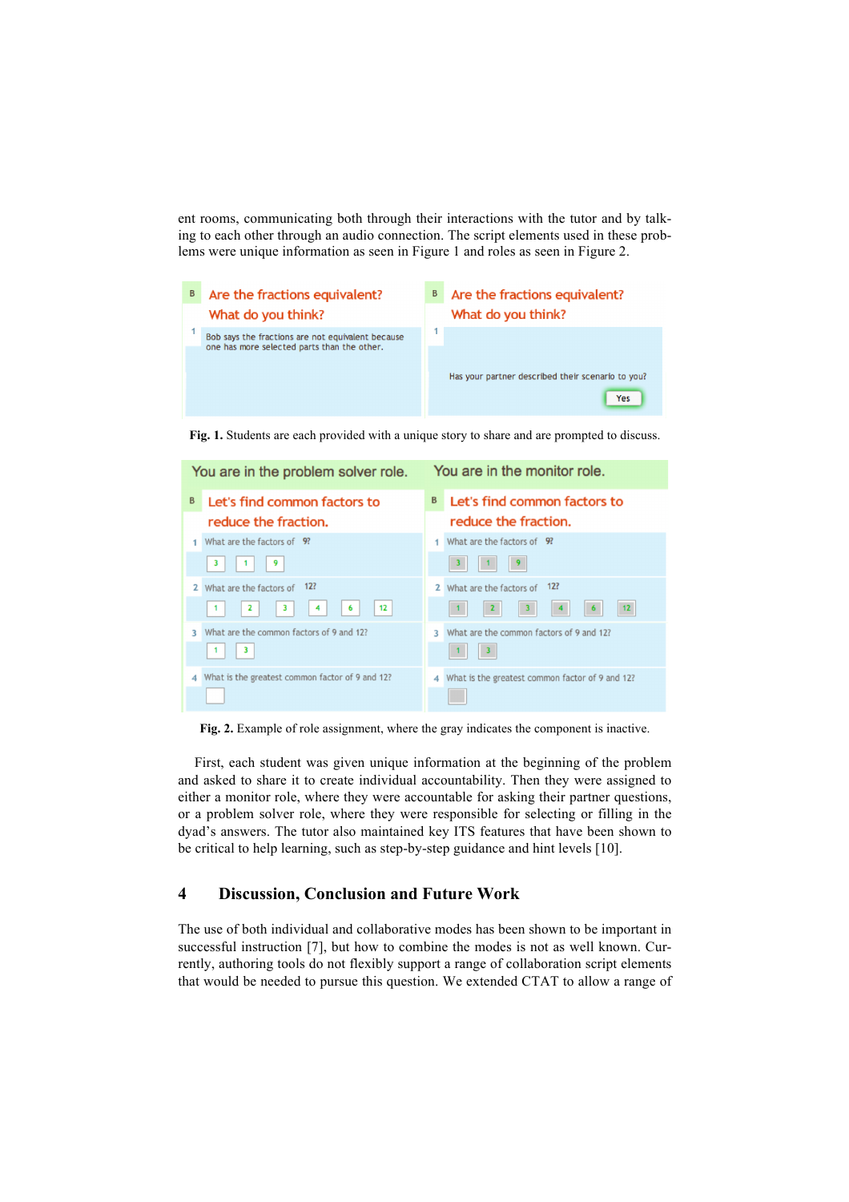ent rooms, communicating both through their interactions with the tutor and by talking to each other through an audio connection. The script elements used in these problems were unique information as seen in Figure 1 and roles as seen in Figure 2.

**Fig. 1.** Students are each provided with a unique story to share and are prompted to discuss.

**Fig. 2.** Example of role assignment, where the gray indicates the component is inactive.

First, each student was given unique information at the beginning of the problem and asked to share it to create individual accountability. Then they were assigned to either a monitor role, where they were accountable for asking their partner questions, or a problem solver role, where they were responsible for selecting or filling in the dyad's answers. The tutor also maintained key ITS features that have been shown to be critical to help learning, such as step-by-step guidance and hint levels [10].

## 4 Discussion, Conclusion and Future Work

The use of both individual and collaborative modes has been shown to be important in successful instruction [7], but how to combine the modes is not as well known. Currently, authoring tools do not flexibly support a range of collaboration script elements that would be needed to pursue this question. We extended CTAT to allow a range of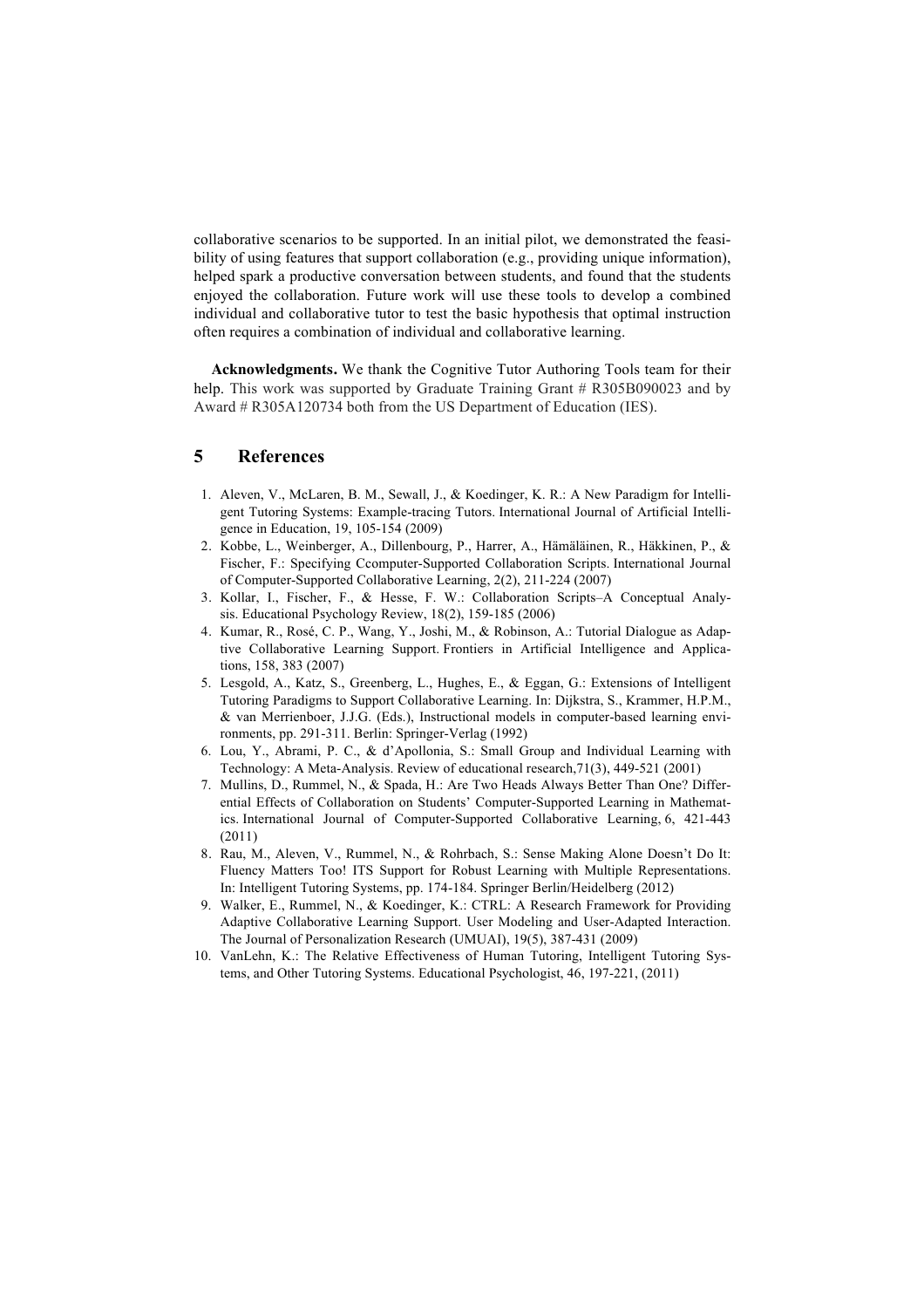collaborative scenarios to be supported. In an initial pilot, we demonstrated the feasibility of using features that support collaboration (e.g., providing unique information), helped spark a productive conversation between students, and found that the students enjoyed the collaboration. Future work will use these tools to develop a combined individual and collaborative tutor to test the basic hypothesis that optimal instruction often requires a combination of individual and collaborative learning.

**Acknowledgments.** We thank the Cognitive Tutor Authoring Tools team for their help. This work was supported by Graduate Training Grant # R305B090023 and by Award # R305A120734 both from the US Department of Education (IES).

## 5 References

1. Aleven, V., McLaren, B. M., Sewall, J., & Koedinger, K. R.: A New Paradigm for Intelligent Tutoring Systems: Example-tracing Tutors. International Journal of Artificial Intelligence in Education, 19, 105-154 (2009)
2. Kobbe, L., Weinberger, A., Dillenbourg, P., Harrer, A., Hämäläinen, R., Häkkinen, P., & Fischer, F.: Specifying Ccomputer-Supported Collaboration Scripts. International Journal of Computer-Supported Collaborative Learning, 2(2), 211-224 (2007)
3. Kollar, I., Fischer, F., & Hesse, F. W.: Collaboration Scripts–A Conceptual Analysis. Educational Psychology Review, 18(2), 159-185 (2006)
4. Kumar, R., Rosé, C. P., Wang, Y., Joshi, M., & Robinson, A.: Tutorial Dialogue as Adaptive Collaborative Learning Support. Frontiers in Artificial Intelligence and Applications, 158, 383 (2007)
5. Lesgold, A., Katz, S., Greenberg, L., Hughes, E., & Eggan, G.: Extensions of Intelligent Tutoring Paradigms to Support Collaborative Learning. In: Dijkstra, S., Krammer, H.P.M., & van Merrienboer, J.J.G. (Eds.), Instructional models in computer-based learning environments, pp. 291-311. Berlin: Springer-Verlag (1992)
6. Lou, Y., Abrami, P. C., & d'Apollonia, S.: Small Group and Individual Learning with Technology: A Meta-Analysis. Review of educational research,71(3), 449-521 (2001)
7. Mullins, D., Rummel, N., & Spada, H.: Are Two Heads Always Better Than One? Differential Effects of Collaboration on Students' Computer-Supported Learning in Mathematics. International Journal of Computer-Supported Collaborative Learning, 6, 421-443 (2011)
8. Rau, M., Aleven, V., Rummel, N., & Rohrbach, S.: Sense Making Alone Doesn't Do It: Fluency Matters Too! ITS Support for Robust Learning with Multiple Representations. In: Intelligent Tutoring Systems, pp. 174-184. Springer Berlin/Heidelberg (2012)
9. Walker, E., Rummel, N., & Koedinger, K.: CTRL: A Research Framework for Providing Adaptive Collaborative Learning Support. User Modeling and User-Adapted Interaction. The Journal of Personalization Research (UMUAI), 19(5), 387-431 (2009)
10. VanLehn, K.: The Relative Effectiveness of Human Tutoring, Intelligent Tutoring Systems, and Other Tutoring Systems. Educational Psychologist, 46, 197-221, (2011)